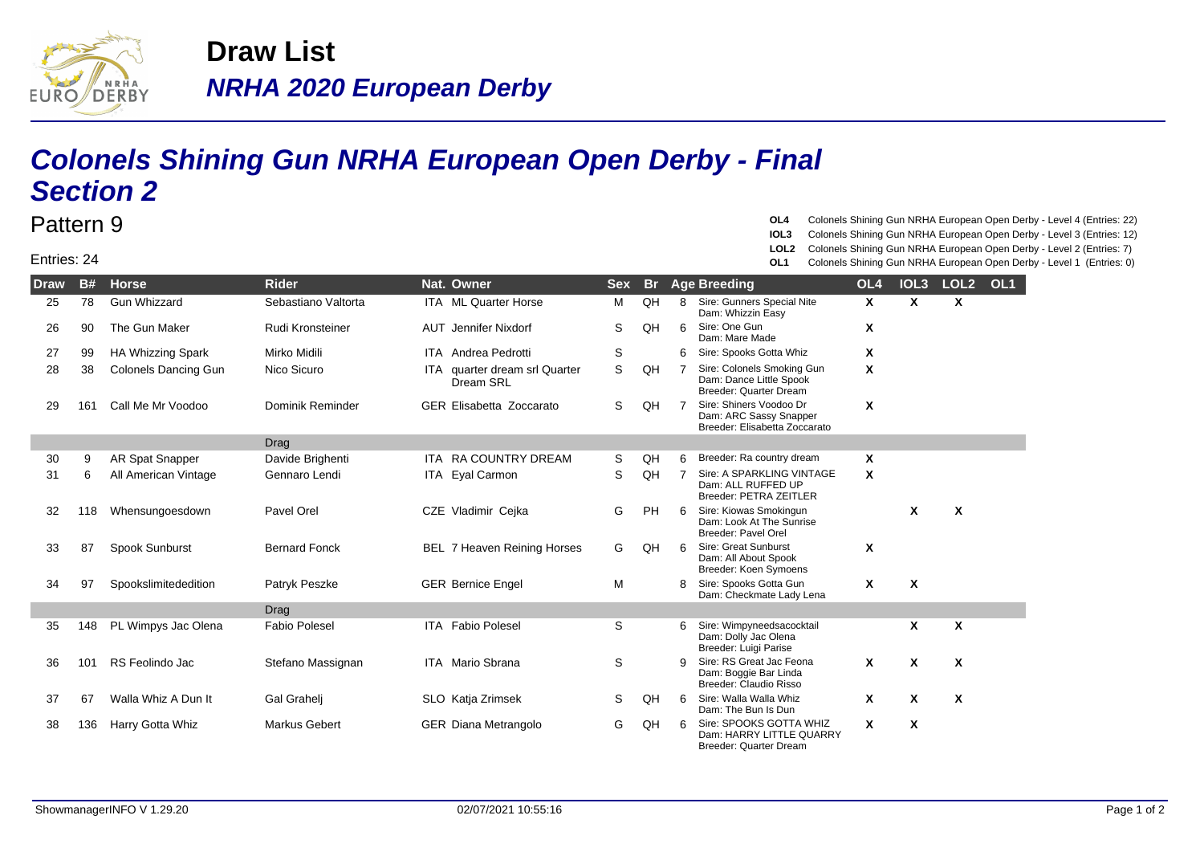# Draw List

## *NRHA 2020 European Derby*

## *Colonels Shining Gun NRHA European Open Derby - Final Section 2*

Pattern 9

Entries: 24

**OL4** Colonels Shining Gun NRHA European Open Derby - Level 4 (Entries: 22)
**IOL3** Colonels Shining Gun NRHA European Open Derby - Level 3 (Entries: 12)
**LOL2** Colonels Shining Gun NRHA European Open Derby - Level 2 (Entries: 7)
**OL1** Colonels Shining Gun NRHA European Open Derby - Level 1 (Entries: 0)

| Draw | B# | Horse | Rider | Nat. | Owner | Sex | Br | Age | Breeding | OL4 | IOL3 | LOL2 | OL1 |
|---|---|---|---|---|---|---|---|---|---|---|---|---|---|
| 25 | 78 | Gun Whizzard | Sebastiano Valtorta | ITA | ML Quarter Horse | M | QH | 8 | Sire: Gunners Special Nite<br>Dam: Whizzin Easy | X | X | X | |
| 26 | 90 | The Gun Maker | Rudi Kronsteiner | AUT | Jennifer Nixdorf | S | QH | 6 | Sire: One Gun<br>Dam: Mare Made | X | | | |
| 27 | 99 | HA Whizzing Spark | Mirko Midili | ITA | Andrea Pedrotti | S | | 6 | Sire: Spooks Gotta Whiz | X | | | |
| 28 | 38 | Colonels Dancing Gun | Nico Sicuro | ITA | quarter dream srl Quarter Dream SRL | S | QH | 7 | Sire: Colonels Smoking Gun<br>Dam: Dance Little Spook<br>Breeder: Quarter Dream | X | | | |
| 29 | 161 | Call Me Mr Voodoo | Dominik Reminder | GER | Elisabetta Zoccarato | S | QH | 7 | Sire: Shiners Voodoo Dr<br>Dam: ARC Sassy Snapper<br>Breeder: Elisabetta Zoccarato | X | | | |
| | | | Drag | | | | | | | | | | |
| 30 | 9 | AR Spat Snapper | Davide Brighenti | ITA | RA COUNTRY DREAM | S | QH | 6 | Breeder: Ra country dream | X | | | |
| 31 | 6 | All American Vintage | Gennaro Lendi | ITA | Eyal Carmon | S | QH | 7 | Sire: A SPARKLING VINTAGE<br>Dam: ALL RUFFED UP<br>Breeder: PETRA ZEITLER | X | | | |
| 32 | 118 | Whensungoesdown | Pavel Orel | CZE | Vladimir Cejka | G | PH | 6 | Sire: Kiowas Smokingun<br>Dam: Look At The Sunrise<br>Breeder: Pavel Orel | | X | X | |
| 33 | 87 | Spook Sunburst | Bernard Fonck | BEL | 7 Heaven Reining Horses | G | QH | 6 | Sire: Great Sunburst<br>Dam: All About Spook<br>Breeder: Koen Symoens | X | | | |
| 34 | 97 | Spookslimitededition | Patryk Peszke | GER | Bernice Engel | M | | 8 | Sire: Spooks Gotta Gun<br>Dam: Checkmate Lady Lena | X | X | | |
| | | | Drag | | | | | | | | | | |
| 35 | 148 | PL Wimpys Jac Olena | Fabio Polesel | ITA | Fabio Polesel | S | | 6 | Sire: Wimpyneedsacocktail<br>Dam: Dolly Jac Olena<br>Breeder: Luigi Parise | | X | X | |
| 36 | 101 | RS Feolindo Jac | Stefano Massignan | ITA | Mario Sbrana | S | | 9 | Sire: RS Great Jac Feona<br>Dam: Boggie Bar Linda<br>Breeder: Claudio Risso | X | X | X | |
| 37 | 67 | Walla Whiz A Dun It | Gal Grahelj | SLO | Katja Zrimsek | S | QH | 6 | Sire: Walla Walla Whiz<br>Dam: The Bun Is Dun | X | X | X | |
| 38 | 136 | Harry Gotta Whiz | Markus Gebert | GER | Diana Metrangolo | G | QH | 6 | Sire: SPOOKS GOTTA WHIZ<br>Dam: HARRY LITTLE QUARRY<br>Breeder: Quarter Dream | X | X | | |

ShowmanagerINFO V 1.29.20 02/07/2021 10:55:16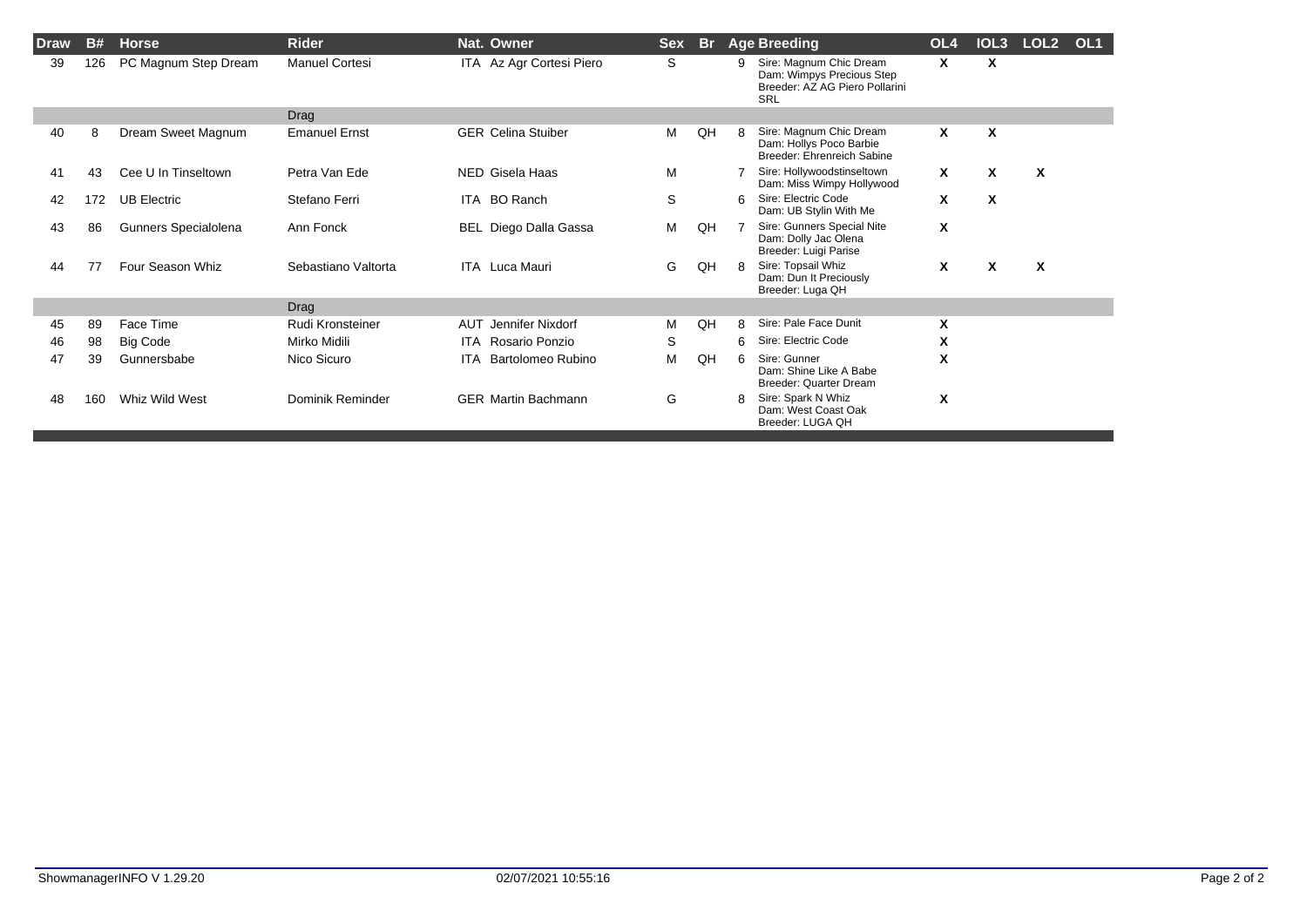| Draw | B# | Horse | Rider | Nat. | Owner | Sex | Br | Age | Breeding | OL4 | IOL3 | LOL2 | OL1 |
|---|---|---|---|---|---|---|---|---|---|---|---|---|---|
| 39 | 126 | PC Magnum Step Dream | Manuel Cortesi | ITA | Az Agr Cortesi Piero | S | | 9 | Sire: Magnum Chic Dream<br>Dam: Wimpys Precious Step<br>Breeder: AZ AG Piero Pollarini SRL | X | X | | |
| | | | Drag | | | | | | | | | | |
| 40 | 8 | Dream Sweet Magnum | Emanuel Ernst | GER | Celina Stuiber | M | QH | 8 | Sire: Magnum Chic Dream<br>Dam: Hollys Poco Barbie<br>Breeder: Ehrenreich Sabine | X | X | | |
| 41 | 43 | Cee U In Tinseltown | Petra Van Ede | NED | Gisela Haas | M | | 7 | Sire: Hollywoodstinseltown<br>Dam: Miss Wimpy Hollywood | X | X | X | |
| 42 | 172 | UB Electric | Stefano Ferri | ITA | BO Ranch | S | | 6 | Sire: Electric Code<br>Dam: UB Stylin With Me | X | X | | |
| 43 | 86 | Gunners Specialolena | Ann Fonck | BEL | Diego Dalla Gassa | M | QH | 7 | Sire: Gunners Special Nite<br>Dam: Dolly Jac Olena<br>Breeder: Luigi Parise | X | | | |
| 44 | 77 | Four Season Whiz | Sebastiano Valtorta | ITA | Luca Mauri | G | QH | 8 | Sire: Topsail Whiz<br>Dam: Dun It Preciously<br>Breeder: Luga QH | X | X | X | |
| | | | Drag | | | | | | | | | | |
| 45 | 89 | Face Time | Rudi Kronsteiner | AUT | Jennifer Nixdorf | M | QH | 8 | Sire: Pale Face Dunit | X | | | |
| 46 | 98 | Big Code | Mirko Midili | ITA | Rosario Ponzio | S | | 6 | Sire: Electric Code | X | | | |
| 47 | 39 | Gunnersbabe | Nico Sicuro | ITA | Bartolomeo Rubino | M | QH | 6 | Sire: Gunner<br>Dam: Shine Like A Babe<br>Breeder: Quarter Dream | X | | | |
| 48 | 160 | Whiz Wild West | Dominik Reminder | GER | Martin Bachmann | G | | 8 | Sire: Spark N Whiz<br>Dam: West Coast Oak<br>Breeder: LUGA QH | X | | | |

ShowmanagerINFO V 1.29.20 02/07/2021 10:55:16